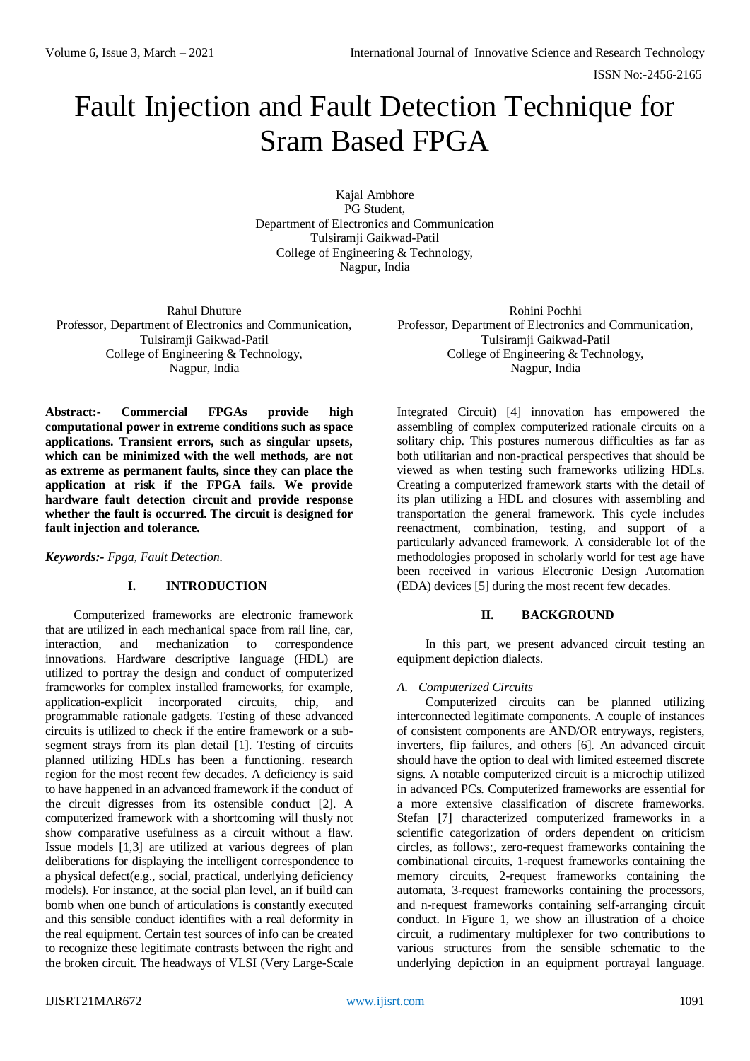# Fault Injection and Fault Detection Technique for Sram Based FPGA

Kajal Ambhore
PG Student,
Department of Electronics and Communication
Tulsiramji Gaikwad-Patil
College of Engineering & Technology,
Nagpur, India

Rahul Dhuture
Professor, Department of Electronics and Communication,
Tulsiramji Gaikwad-Patil
College of Engineering & Technology,
Nagpur, India

Rohini Pochhi
Professor, Department of Electronics and Communication,
Tulsiramji Gaikwad-Patil
College of Engineering & Technology,
Nagpur, India

**Abstract:- Commercial FPGAs provide high computational power in extreme conditions such as space applications. Transient errors, such as singular upsets, which can be minimized with the well methods, are not as extreme as permanent faults, since they can place the application at risk if the FPGA fails. We provide hardware fault detection circuit and provide response whether the fault is occurred. The circuit is designed for fault injection and tolerance.**

***Keywords:-*** *Fpga, Fault Detection.*

## I. INTRODUCTION

Computerized frameworks are electronic framework that are utilized in each mechanical space from rail line, car, interaction, and mechanization to correspondence innovations. Hardware descriptive language (HDL) are utilized to portray the design and conduct of computerized frameworks for complex installed frameworks, for example, application-explicit incorporated circuits, chip, and programmable rationale gadgets. Testing of these advanced circuits is utilized to check if the entire framework or a sub-segment strays from its plan detail [1]. Testing of circuits planned utilizing HDLs has been a functioning. research region for the most recent few decades. A deficiency is said to have happened in an advanced framework if the conduct of the circuit digresses from its ostensible conduct [2]. A computerized framework with a shortcoming will thusly not show comparative usefulness as a circuit without a flaw. Issue models [1,3] are utilized at various degrees of plan deliberations for displaying the intelligent correspondence to a physical defect(e.g., social, practical, underlying deficiency models). For instance, at the social plan level, an if build can bomb when one bunch of articulations is constantly executed and this sensible conduct identifies with a real deformity in the real equipment. Certain test sources of info can be created to recognize these legitimate contrasts between the right and the broken circuit. The headways of VLSI (Very Large-Scale Integrated Circuit) [4] innovation has empowered the assembling of complex computerized rationale circuits on a solitary chip. This postures numerous difficulties as far as both utilitarian and non-practical perspectives that should be viewed as when testing such frameworks utilizing HDLs. Creating a computerized framework starts with the detail of its plan utilizing a HDL and closures with assembling and transportation the general framework. This cycle includes reenactment, combination, testing, and support of a particularly advanced framework. A considerable lot of the methodologies proposed in scholarly world for test age have been received in various Electronic Design Automation (EDA) devices [5] during the most recent few decades.

## II. BACKGROUND

In this part, we present advanced circuit testing an equipment depiction dialects.

### *A. Computerized Circuits*

Computerized circuits can be planned utilizing interconnected legitimate components. A couple of instances of consistent components are AND/OR entryways, registers, inverters, flip failures, and others [6]. An advanced circuit should have the option to deal with limited esteemed discrete signs. A notable computerized circuit is a microchip utilized in advanced PCs. Computerized frameworks are essential for a more extensive classification of discrete frameworks. Stefan [7] characterized computerized frameworks in a scientific categorization of orders dependent on criticism circles, as follows:, zero-request frameworks containing the combinational circuits, 1-request frameworks containing the memory circuits, 2-request frameworks containing the automata, 3-request frameworks containing the processors, and n-request frameworks containing self-arranging circuit conduct. In Figure 1, we show an illustration of a choice circuit, a rudimentary multiplexer for two contributions to various structures from the sensible schematic to the underlying depiction in an equipment portrayal language.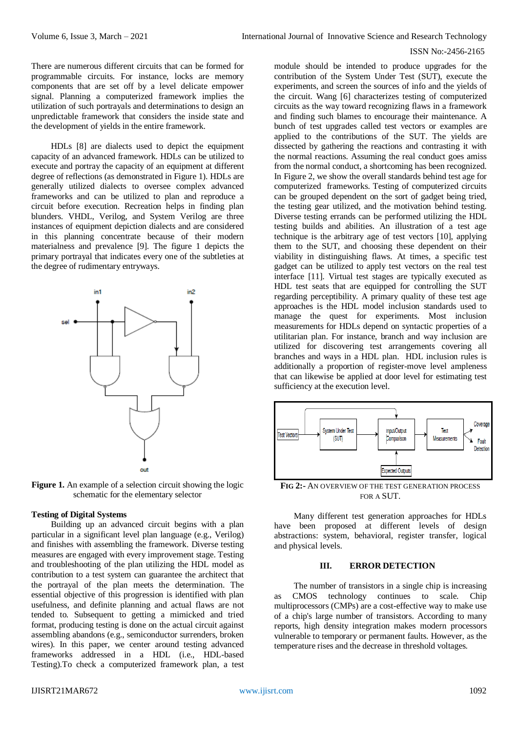There are numerous different circuits that can be formed for programmable circuits. For instance, locks are memory components that are set off by a level delicate empower signal. Planning a computerized framework implies the utilization of such portrayals and determinations to design an unpredictable framework that considers the inside state and the development of yields in the entire framework.

HDLs [8] are dialects used to depict the equipment capacity of an advanced framework. HDLs can be utilized to execute and portray the capacity of an equipment at different degree of reflections (as demonstrated in Figure 1). HDLs are generally utilized dialects to oversee complex advanced frameworks and can be utilized to plan and reproduce a circuit before execution. Recreation helps in finding plan blunders. VHDL, Verilog, and System Verilog are three instances of equipment depiction dialects and are considered in this planning concentrate because of their modern materialness and prevalence [9]. The figure 1 depicts the primary portrayal that indicates every one of the subtleties at the degree of rudimentary entryways.

**Figure 1.** An example of a selection circuit showing the logic schematic for the elementary selector

### Testing of Digital Systems

Building up an advanced circuit begins with a plan particular in a significant level plan language (e.g., Verilog) and finishes with assembling the framework. Diverse testing measures are engaged with every improvement stage. Testing and troubleshooting of the plan utilizing the HDL model as contribution to a test system can guarantee the architect that the portrayal of the plan meets the determination. The essential objective of this progression is identified with plan usefulness, and definite planning and actual flaws are not tended to. Subsequent to getting a mimicked and tried format, producing testing is done on the actual circuit against assembling abandons (e.g., semiconductor surrenders, broken wires). In this paper, we center around testing advanced frameworks addressed in a HDL (i.e., HDL-based Testing).To check a computerized framework plan, a test module should be intended to produce upgrades for the contribution of the System Under Test (SUT), execute the experiments, and screen the sources of info and the yields of the circuit. Wang [6] characterizes testing of computerized circuits as the way toward recognizing flaws in a framework and finding such blames to encourage their maintenance. A bunch of test upgrades called test vectors or examples are applied to the contributions of the SUT. The yields are dissected by gathering the reactions and contrasting it with the normal reactions. Assuming the real conduct goes amiss from the normal conduct, a shortcoming has been recognized. In Figure 2, we show the overall standards behind test age for computerized frameworks. Testing of computerized circuits can be grouped dependent on the sort of gadget being tried, the testing gear utilized, and the motivation behind testing. Diverse testing errands can be performed utilizing the HDL testing builds and abilities. An illustration of a test age technique is the arbitrary age of test vectors [10], applying them to the SUT, and choosing these dependent on their viability in distinguishing flaws. At times, a specific test gadget can be utilized to apply test vectors on the real test interface [11]. Virtual test stages are typically executed as HDL test seats that are equipped for controlling the SUT regarding perceptibility. A primary quality of these test age approaches is the HDL model inclusion standards used to manage the quest for experiments. Most inclusion measurements for HDLs depend on syntactic properties of a utilitarian plan. For instance, branch and way inclusion are utilized for discovering test arrangements covering all branches and ways in a HDL plan. HDL inclusion rules is additionally a proportion of register-move level ampleness that can likewise be applied at door level for estimating test sufficiency at the execution level.

**FIG 2:-** AN OVERVIEW OF THE TEST GENERATION PROCESS FOR A SUT.

Many different test generation approaches for HDLs have been proposed at different levels of design abstractions: system, behavioral, register transfer, logical and physical levels.

## III. ERROR DETECTION

The number of transistors in a single chip is increasing as CMOS technology continues to scale. Chip multiprocessors (CMPs) are a cost-effective way to make use of a chip's large number of transistors. According to many reports, high density integration makes modern processors vulnerable to temporary or permanent faults. However, as the temperature rises and the decrease in threshold voltages.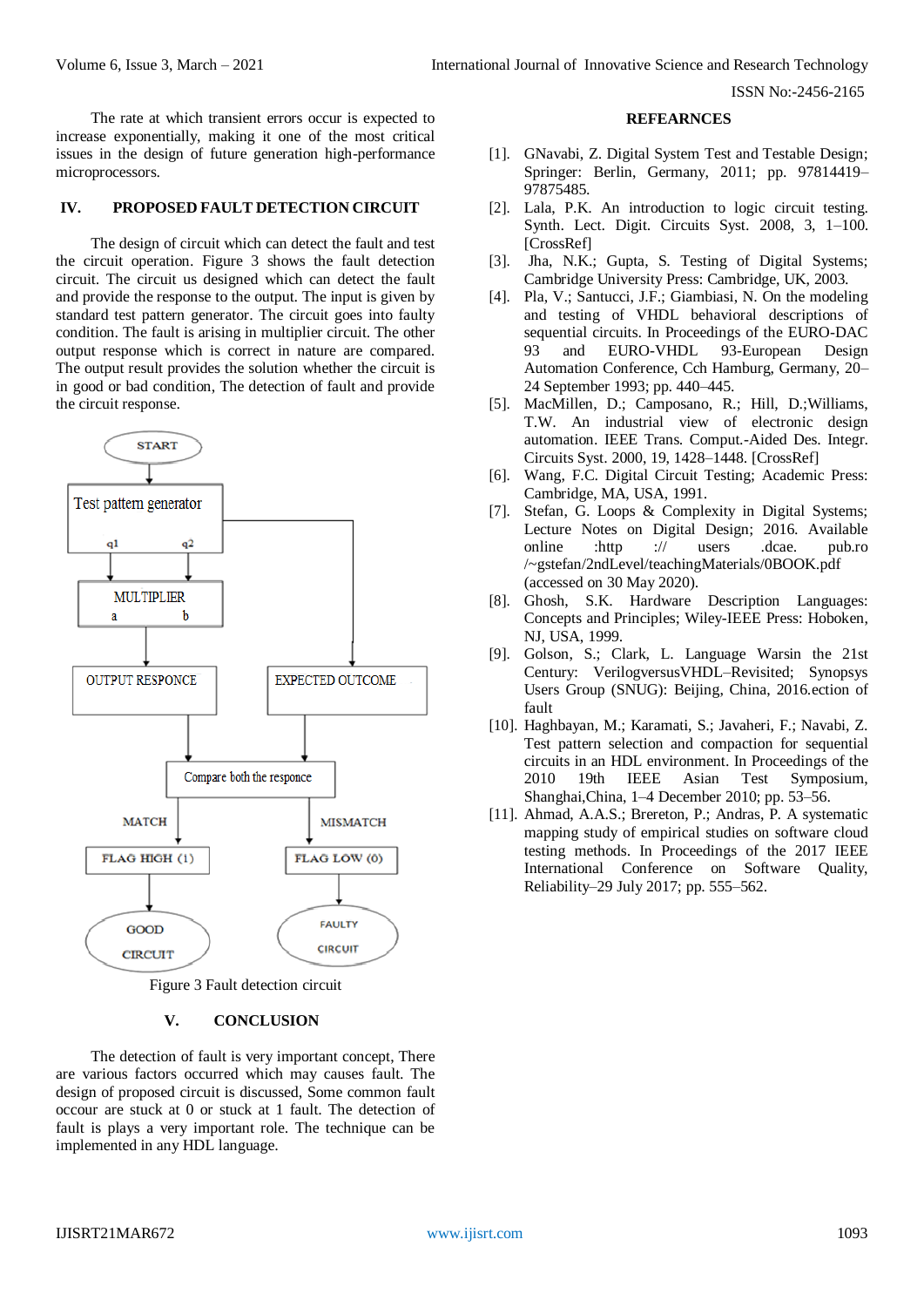The rate at which transient errors occur is expected to increase exponentially, making it one of the most critical issues in the design of future generation high-performance microprocessors.

## IV. PROPOSED FAULT DETECTION CIRCUIT

The design of circuit which can detect the fault and test the circuit operation. Figure 3 shows the fault detection circuit. The circuit us designed which can detect the fault and provide the response to the output. The input is given by standard test pattern generator. The circuit goes into faulty condition. The fault is arising in multiplier circuit. The other output response which is correct in nature are compared. The output result provides the solution whether the circuit is in good or bad condition, The detection of fault and provide the circuit response.

START

Test pattern generator

q1 q2

MULTIPLIER

a b

OUTPUT RESPONCE

EXPECTED OUTCOME

Compare both the responce

MATCH

MISMATCH

FLAG HIGH (1)

FLAG LOW (0)

GOOD CIRCUIT

FAULTY CIRCUIT

Figure 3 Fault detection circuit

## V. CONCLUSION

The detection of fault is very important concept, There are various factors occurred which may causes fault. The design of proposed circuit is discussed, Some common fault occour are stuck at 0 or stuck at 1 fault. The detection of fault is plays a very important role. The technique can be implemented in any HDL language.

## REFEARNCES

[1]. GNavabi, Z. Digital System Test and Testable Design; Springer: Berlin, Germany, 2011; pp. 97814419–97875485.

[2]. Lala, P.K. An introduction to logic circuit testing. Synth. Lect. Digit. Circuits Syst. 2008, 3, 1–100. [CrossRef]

[3]. Jha, N.K.; Gupta, S. Testing of Digital Systems; Cambridge University Press: Cambridge, UK, 2003.

[4]. Pla, V.; Santucci, J.F.; Giambiasi, N. On the modeling and testing of VHDL behavioral descriptions of sequential circuits. In Proceedings of the EURO-DAC 93 and EURO-VHDL 93-European Design Automation Conference, Cch Hamburg, Germany, 20–24 September 1993; pp. 440–445.

[5]. MacMillen, D.; Camposano, R.; Hill, D.;Williams, T.W. An industrial view of electronic design automation. IEEE Trans. Comput.-Aided Des. Integr. Circuits Syst. 2000, 19, 1428–1448. [CrossRef]

[6]. Wang, F.C. Digital Circuit Testing; Academic Press: Cambridge, MA, USA, 1991.

[7]. Stefan, G. Loops & Complexity in Digital Systems; Lecture Notes on Digital Design; 2016. Available online :http :// users .dcae. pub.ro /~gstefan/2ndLevel/teachingMaterials/0BOOK.pdf (accessed on 30 May 2020).

[8]. Ghosh, S.K. Hardware Description Languages: Concepts and Principles; Wiley-IEEE Press: Hoboken, NJ, USA, 1999.

[9]. Golson, S.; Clark, L. Language Warsin the 21st Century: VerilogversusVHDL–Revisited; Synopsys Users Group (SNUG): Beijing, China, 2016.ection of fault

[10]. Haghbayan, M.; Karamati, S.; Javaheri, F.; Navabi, Z. Test pattern selection and compaction for sequential circuits in an HDL environment. In Proceedings of the 2010 19th IEEE Asian Test Symposium, Shanghai,China, 1–4 December 2010; pp. 53–56.

[11]. Ahmad, A.A.S.; Brereton, P.; Andras, P. A systematic mapping study of empirical studies on software cloud testing methods. In Proceedings of the 2017 IEEE International Conference on Software Quality, Reliability–29 July 2017; pp. 555–562.